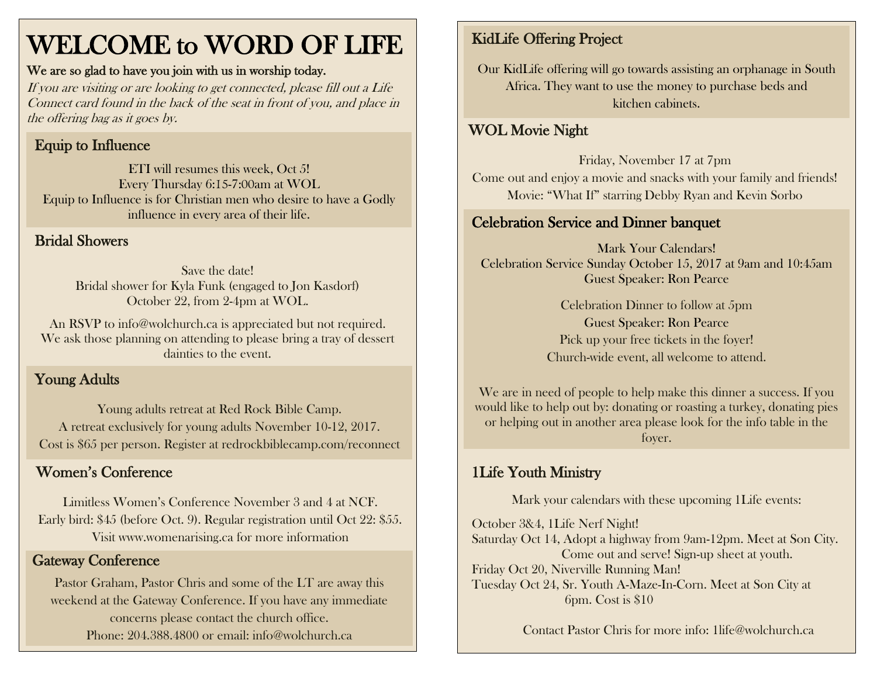# WELCOME to WORD OF LIFE

**We are so glad to have you join with us in worship today.**

*If you are visiting or are looking to get connected, please fill out a Life Connect card found in the back of the seat in front of you, and place in the offering bag as it goes by.*

## Equip to Influence

ETI will resumes this week, Oct 5!
Every Thursday 6:15-7:00am at WOL
Equip to Influence is for Christian men who desire to have a Godly influence in every area of their life.

## Bridal Showers

Save the date!
Bridal shower for Kyla Funk (engaged to Jon Kasdorf)
October 22, from 2-4pm at WOL.

An RSVP to info@wolchurch.ca is appreciated but not required. We ask those planning on attending to please bring a tray of dessert dainties to the event.

## Young Adults

Young adults retreat at Red Rock Bible Camp.
A retreat exclusively for young adults November 10-12, 2017.
Cost is $65 per person. Register at redrockbiblecamp.com/reconnect

## Women's Conference

Limitless Women's Conference November 3 and 4 at NCF.
Early bird: $45 (before Oct. 9). Regular registration until Oct 22: $55.
Visit www.womenarising.ca for more information

## Gateway Conference

Pastor Graham, Pastor Chris and some of the LT are away this weekend at the Gateway Conference. If you have any immediate concerns please contact the church office.
Phone: 204.388.4800 or email: info@wolchurch.ca

## KidLife Offering Project

Our KidLife offering will go towards assisting an orphanage in South Africa. They want to use the money to purchase beds and kitchen cabinets.

## WOL Movie Night

Friday, November 17 at 7pm
Come out and enjoy a movie and snacks with your family and friends!
Movie: "What If" starring Debby Ryan and Kevin Sorbo

## Celebration Service and Dinner banquet

Mark Your Calendars!
Celebration Service Sunday October 15, 2017 at 9am and 10:45am
Guest Speaker: Ron Pearce

Celebration Dinner to follow at 5pm
Guest Speaker: Ron Pearce
Pick up your free tickets in the foyer!
Church-wide event, all welcome to attend.

We are in need of people to help make this dinner a success. If you would like to help out by: donating or roasting a turkey, donating pies or helping out in another area please look for the info table in the foyer.

## 1Life Youth Ministry

Mark your calendars with these upcoming 1Life events:

October 3&4, 1Life Nerf Night!
Saturday Oct 14, Adopt a highway from 9am-12pm. Meet at Son City. Come out and serve! Sign-up sheet at youth.
Friday Oct 20, Niverville Running Man!
Tuesday Oct 24, Sr. Youth A-Maze-In-Corn. Meet at Son City at 6pm. Cost is $10

Contact Pastor Chris for more info: 1life@wolchurch.ca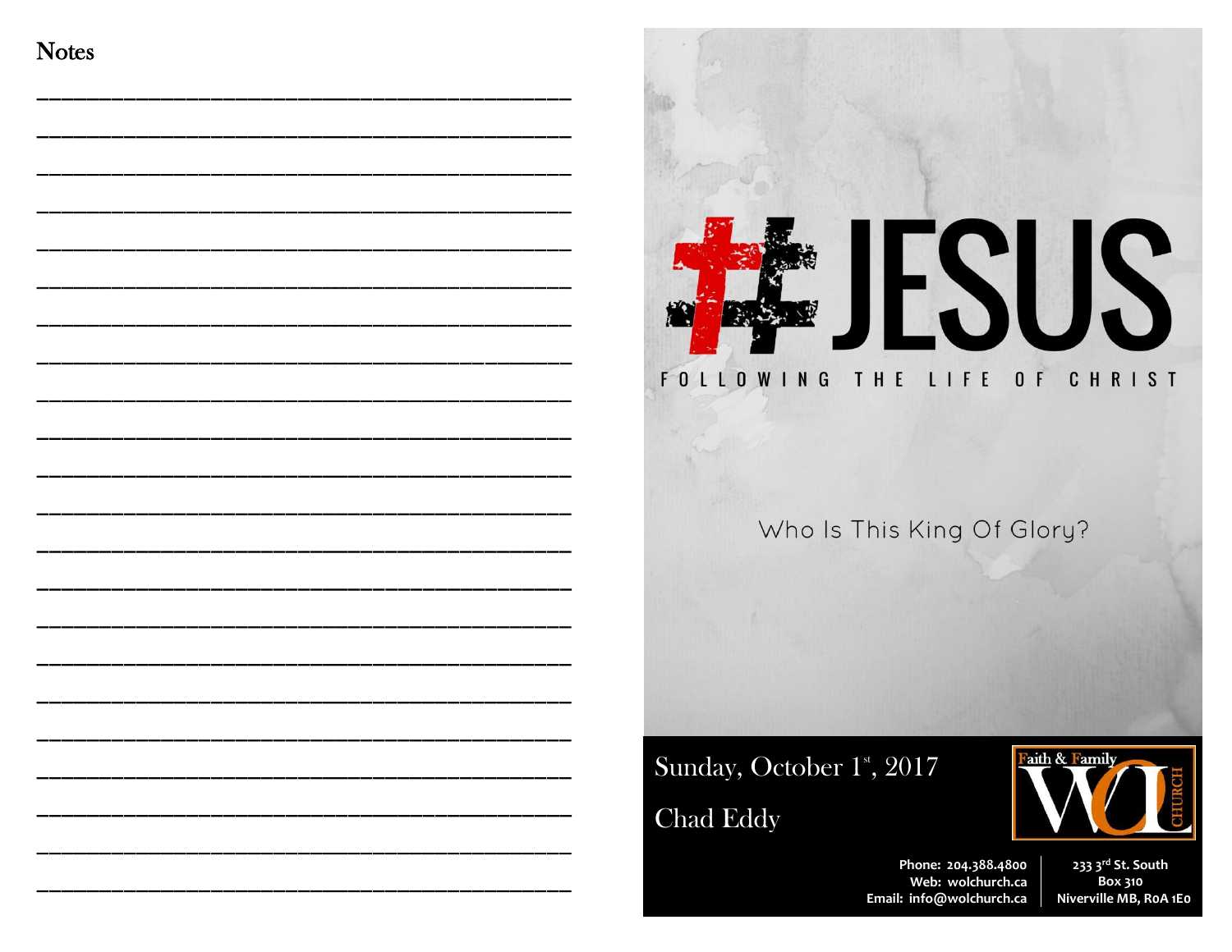## Notes

______________________________________________

______________________________________________

______________________________________________

______________________________________________

______________________________________________

______________________________________________

______________________________________________

______________________________________________

______________________________________________

______________________________________________

______________________________________________

______________________________________________

______________________________________________

______________________________________________

______________________________________________

______________________________________________

______________________________________________

______________________________________________

______________________________________________

______________________________________________

______________________________________________

______________________________________________

# #JESUS

FOLLOWING THE LIFE OF CHRIST

Who Is This King Of Glory?

Sunday, October 1st, 2017

Chad Eddy

Faith & Family WOL CHURCH

Phone: 204.388.4800
Web: wolchurch.ca
Email: info@wolchurch.ca

233 3rd St. South
Box 310
Niverville MB, R0A 1E0